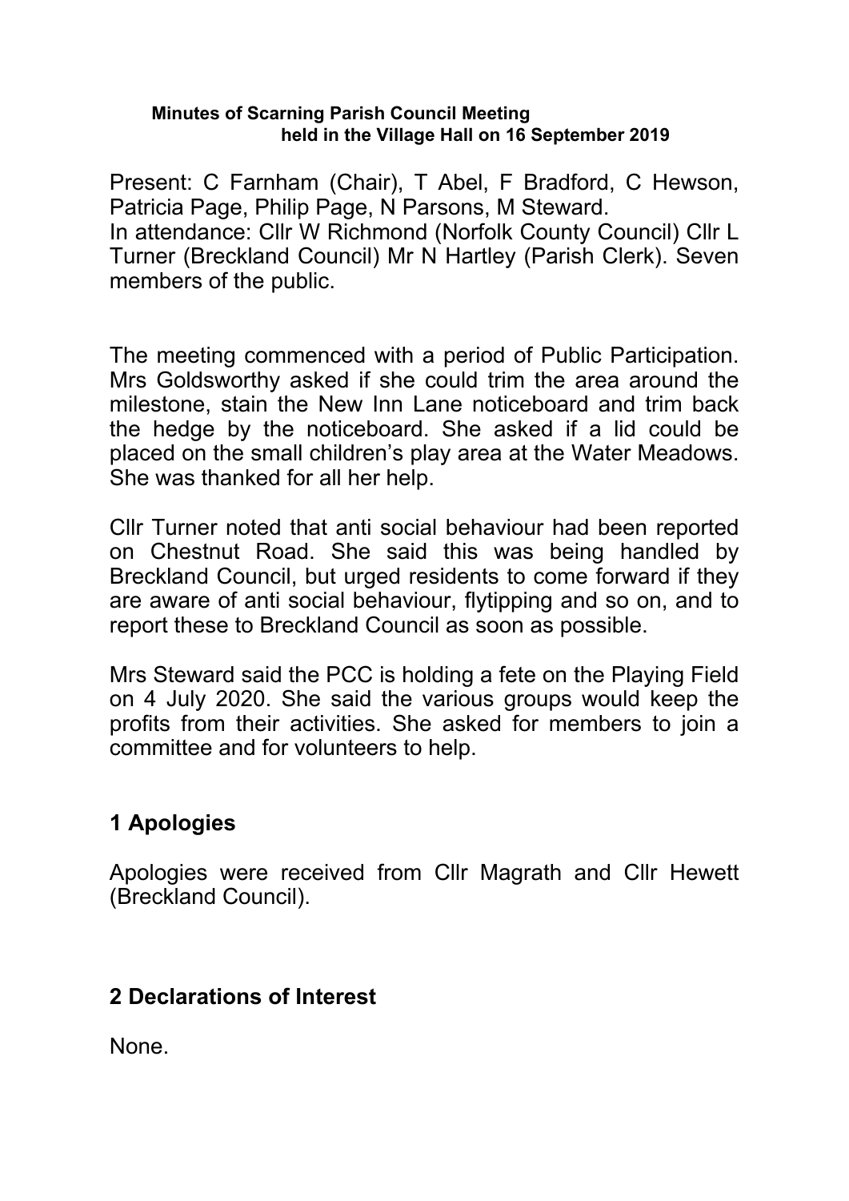**Minutes of Scarning Parish Council Meeting held in the Village Hall on 16 September 2019**

Present: C Farnham (Chair), T Abel, F Bradford, C Hewson, Patricia Page, Philip Page, N Parsons, M Steward.
In attendance: Cllr W Richmond (Norfolk County Council) Cllr L Turner (Breckland Council) Mr N Hartley (Parish Clerk). Seven members of the public.

The meeting commenced with a period of Public Participation. Mrs Goldsworthy asked if she could trim the area around the milestone, stain the New Inn Lane noticeboard and trim back the hedge by the noticeboard. She asked if a lid could be placed on the small children's play area at the Water Meadows. She was thanked for all her help.

Cllr Turner noted that anti social behaviour had been reported on Chestnut Road. She said this was being handled by Breckland Council, but urged residents to come forward if they are aware of anti social behaviour, flytipping and so on, and to report these to Breckland Council as soon as possible.

Mrs Steward said the PCC is holding a fete on the Playing Field on 4 July 2020. She said the various groups would keep the profits from their activities. She asked for members to join a committee and for volunteers to help.

## 1 Apologies

Apologies were received from Cllr Magrath and Cllr Hewett (Breckland Council).

## 2 Declarations of Interest

None.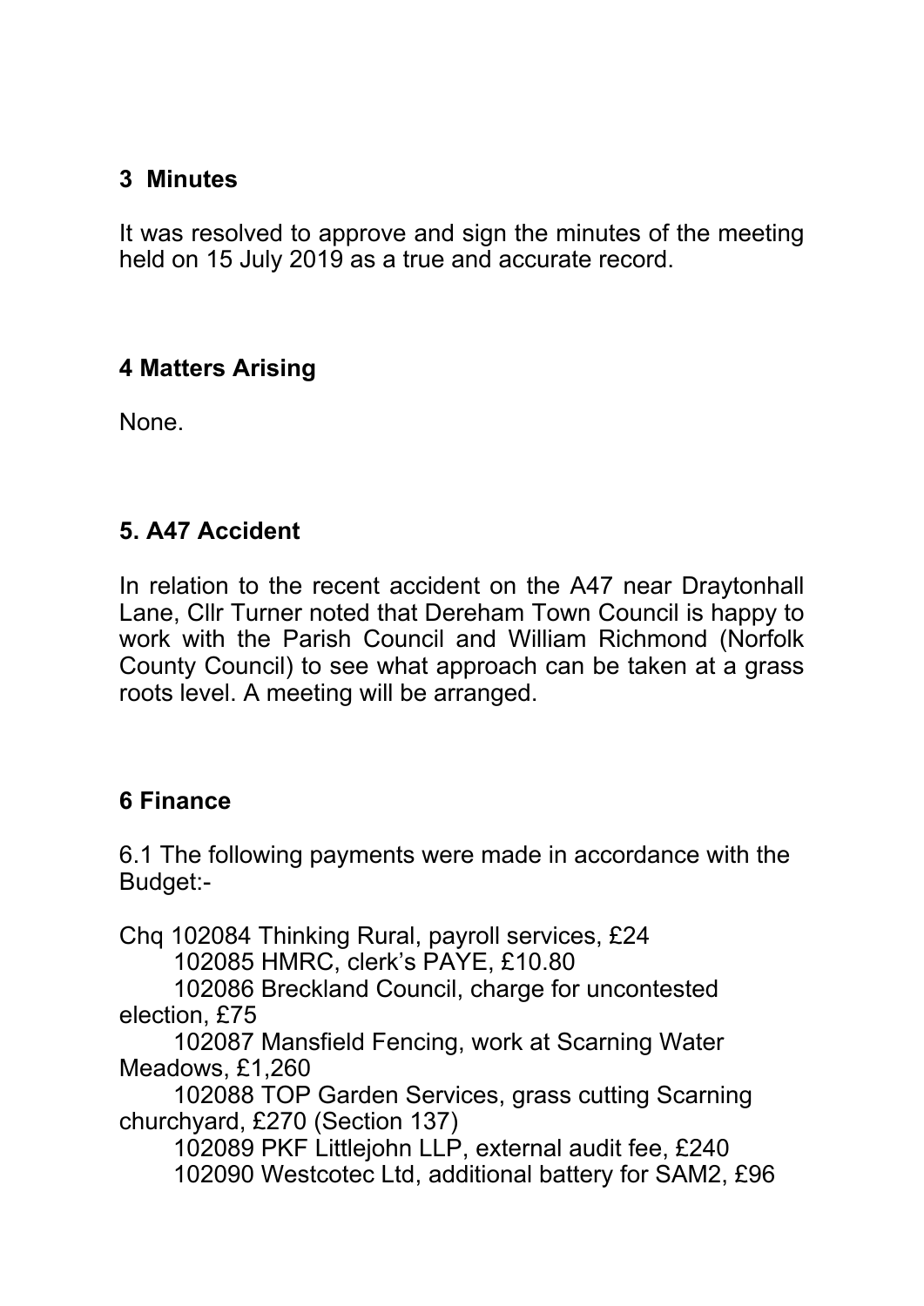## 3 Minutes

It was resolved to approve and sign the minutes of the meeting held on 15 July 2019 as a true and accurate record.

## 4 Matters Arising

None.

## 5. A47 Accident

In relation to the recent accident on the A47 near Draytonhall Lane, Cllr Turner noted that Dereham Town Council is happy to work with the Parish Council and William Richmond (Norfolk County Council) to see what approach can be taken at a grass roots level. A meeting will be arranged.

## 6 Finance

6.1 The following payments were made in accordance with the Budget:-

Chq 102084 Thinking Rural, payroll services, £24
102085 HMRC, clerk's PAYE, £10.80
102086 Breckland Council, charge for uncontested election, £75
102087 Mansfield Fencing, work at Scarning Water Meadows, £1,260
102088 TOP Garden Services, grass cutting Scarning churchyard, £270 (Section 137)
102089 PKF Littlejohn LLP, external audit fee, £240
102090 Westcotec Ltd, additional battery for SAM2, £96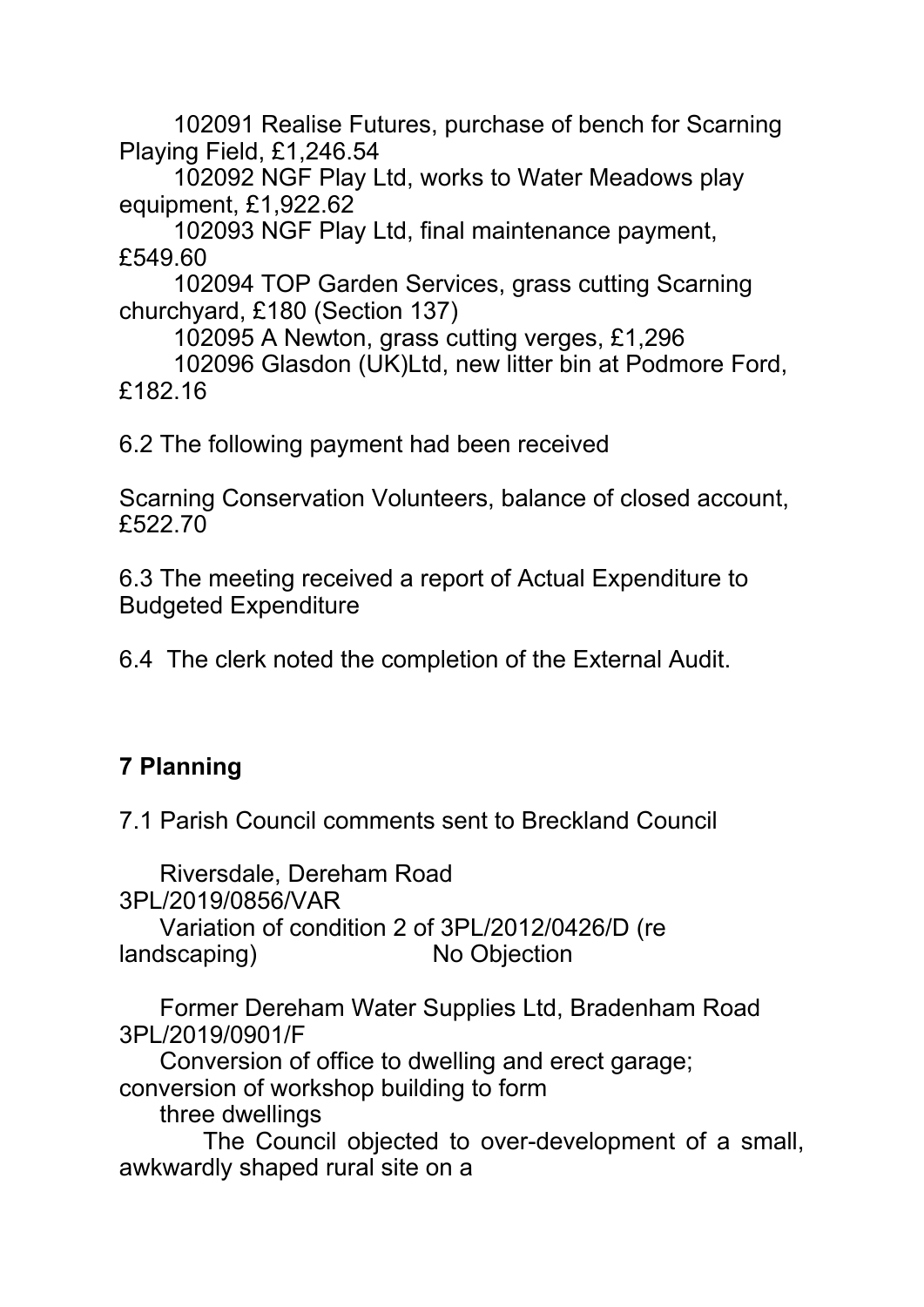102091 Realise Futures, purchase of bench for Scarning Playing Field, £1,246.54

102092 NGF Play Ltd, works to Water Meadows play equipment, £1,922.62

102093 NGF Play Ltd, final maintenance payment, £549.60

102094 TOP Garden Services, grass cutting Scarning churchyard, £180 (Section 137)

102095 A Newton, grass cutting verges, £1,296

102096 Glasdon (UK)Ltd, new litter bin at Podmore Ford, £182.16

6.2 The following payment had been received

Scarning Conservation Volunteers, balance of closed account, £522.70

6.3 The meeting received a report of Actual Expenditure to Budgeted Expenditure

6.4 The clerk noted the completion of the External Audit.

## 7 Planning

7.1 Parish Council comments sent to Breckland Council

Riversdale, Dereham Road
3PL/2019/0856/VAR
Variation of condition 2 of 3PL/2012/0426/D (re landscaping) No Objection

Former Dereham Water Supplies Ltd, Bradenham Road
3PL/2019/0901/F
Conversion of office to dwelling and erect garage; conversion of workshop building to form three dwellings

The Council objected to over-development of a small, awkwardly shaped rural site on a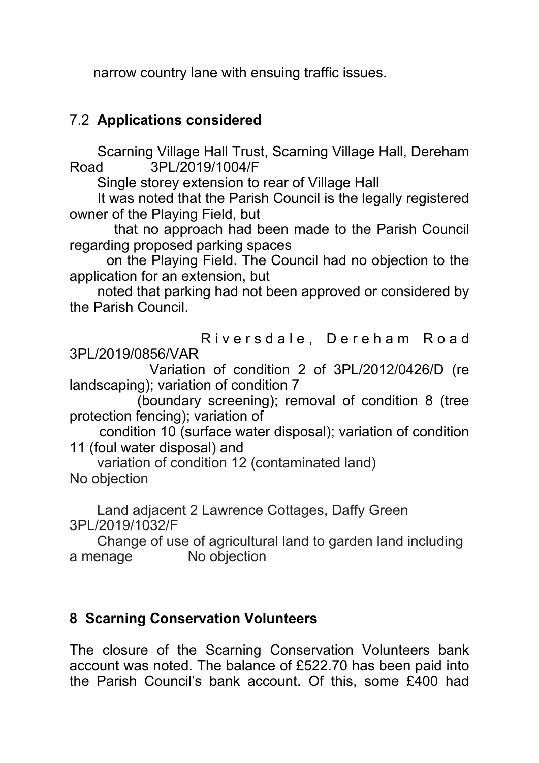narrow country lane with ensuing traffic issues.

## 7.2 **Applications considered**

Scarning Village Hall Trust, Scarning Village Hall, Dereham Road 3PL/2019/1004/F

Single storey extension to rear of Village Hall

It was noted that the Parish Council is the legally registered owner of the Playing Field, but that no approach had been made to the Parish Council regarding proposed parking spaces on the Playing Field. The Council had no objection to the application for an extension, but noted that parking had not been approved or considered by the Parish Council.

Riversdale, Dereham Road 3PL/2019/0856/VAR

Variation of condition 2 of 3PL/2012/0426/D (re landscaping); variation of condition 7 (boundary screening); removal of condition 8 (tree protection fencing); variation of condition 10 (surface water disposal); variation of condition 11 (foul water disposal) and variation of condition 12 (contaminated land)

No objection

Land adjacent 2 Lawrence Cottages, Daffy Green 3PL/2019/1032/F

Change of use of agricultural land to garden land including a menage No objection

## **8 Scarning Conservation Volunteers**

The closure of the Scarning Conservation Volunteers bank account was noted. The balance of £522.70 has been paid into the Parish Council's bank account. Of this, some £400 had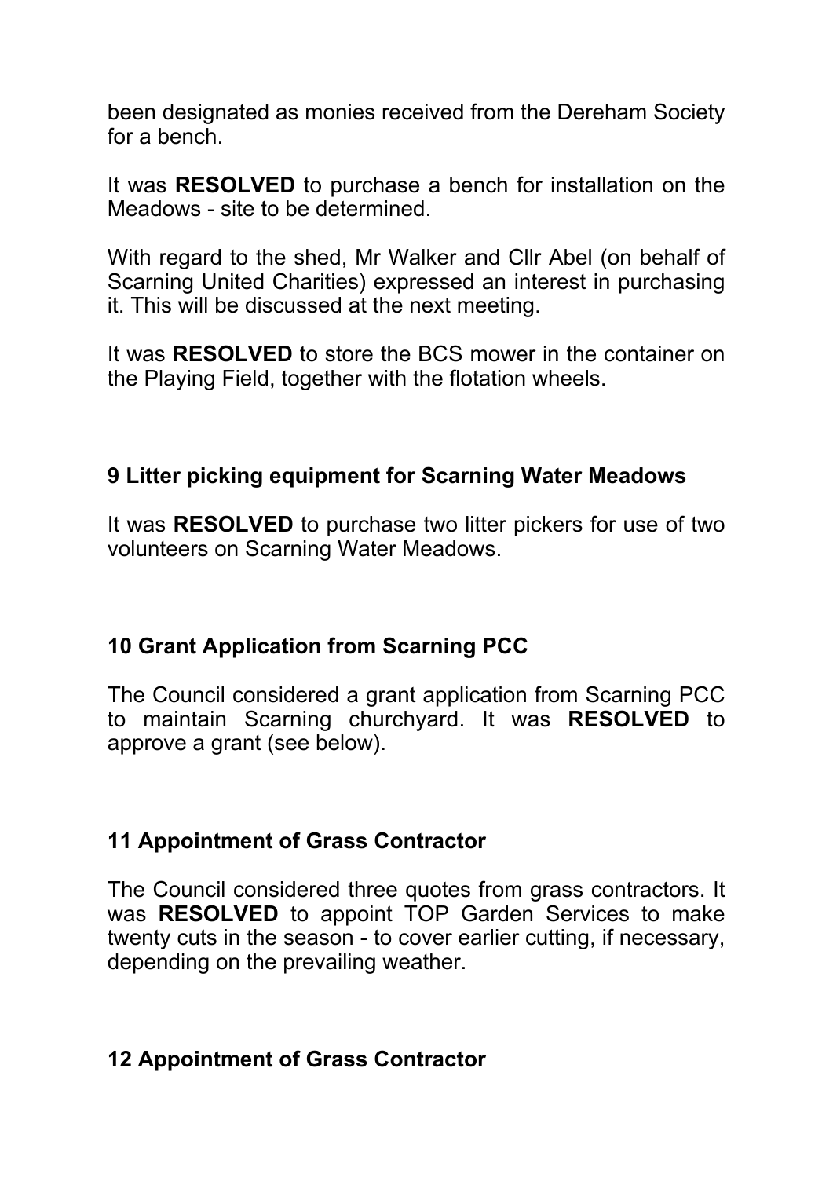been designated as monies received from the Dereham Society for a bench.

It was **RESOLVED** to purchase a bench for installation on the Meadows - site to be determined.

With regard to the shed, Mr Walker and Cllr Abel (on behalf of Scarning United Charities) expressed an interest in purchasing it. This will be discussed at the next meeting.

It was **RESOLVED** to store the BCS mower in the container on the Playing Field, together with the flotation wheels.

## 9 Litter picking equipment for Scarning Water Meadows

It was **RESOLVED** to purchase two litter pickers for use of two volunteers on Scarning Water Meadows.

## 10 Grant Application from Scarning PCC

The Council considered a grant application from Scarning PCC to maintain Scarning churchyard. It was **RESOLVED** to approve a grant (see below).

## 11 Appointment of Grass Contractor

The Council considered three quotes from grass contractors. It was **RESOLVED** to appoint TOP Garden Services to make twenty cuts in the season - to cover earlier cutting, if necessary, depending on the prevailing weather.

## 12 Appointment of Grass Contractor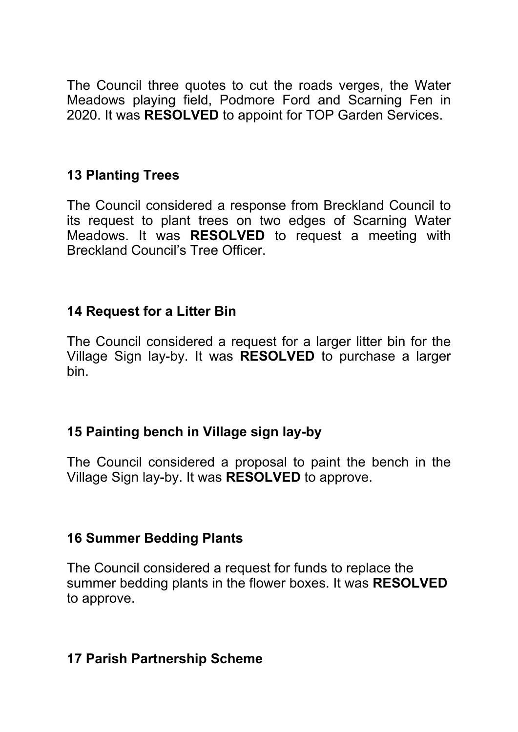The Council three quotes to cut the roads verges, the Water Meadows playing field, Podmore Ford and Scarning Fen in 2020. It was **RESOLVED** to appoint for TOP Garden Services.

### 13 Planting Trees

The Council considered a response from Breckland Council to its request to plant trees on two edges of Scarning Water Meadows. It was **RESOLVED** to request a meeting with Breckland Council's Tree Officer.

### 14 Request for a Litter Bin

The Council considered a request for a larger litter bin for the Village Sign lay-by. It was **RESOLVED** to purchase a larger bin.

### 15 Painting bench in Village sign lay-by

The Council considered a proposal to paint the bench in the Village Sign lay-by. It was **RESOLVED** to approve.

### 16 Summer Bedding Plants

The Council considered a request for funds to replace the summer bedding plants in the flower boxes. It was **RESOLVED** to approve.

### 17 Parish Partnership Scheme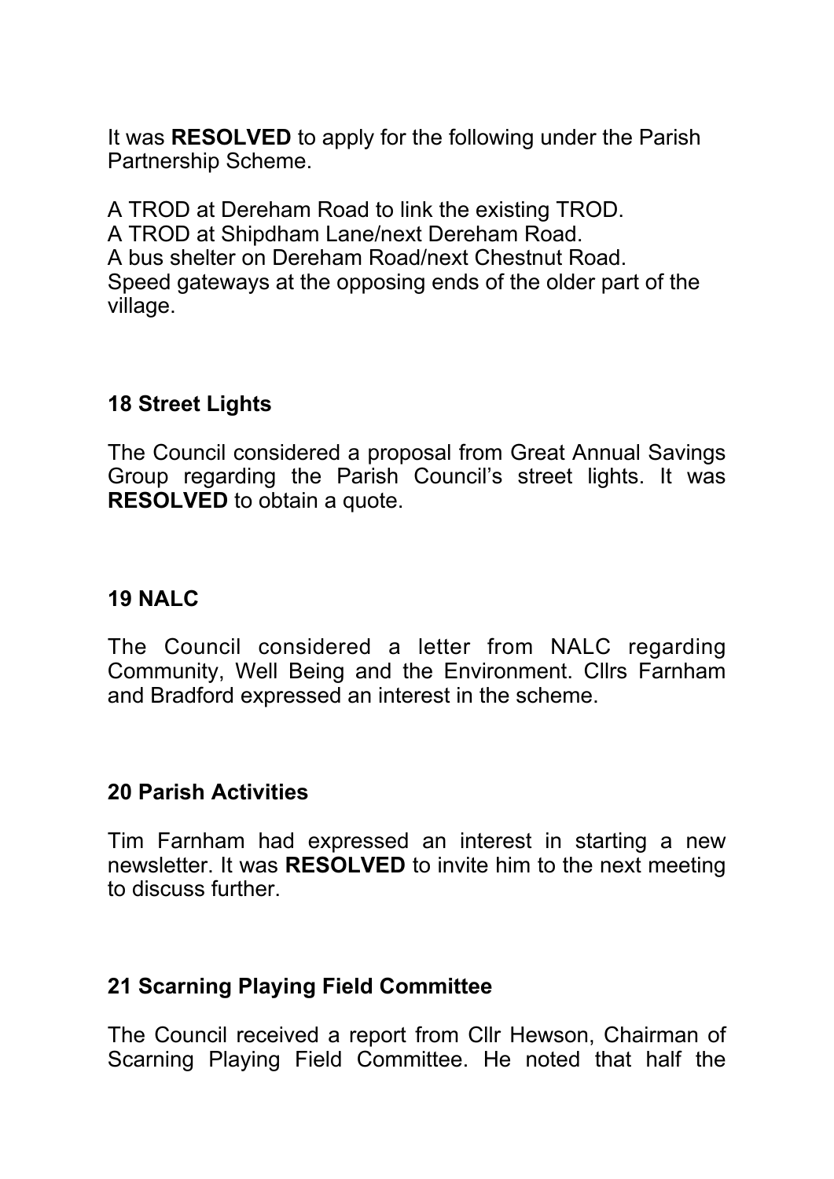It was **RESOLVED** to apply for the following under the Parish Partnership Scheme.

A TROD at Dereham Road to link the existing TROD.
A TROD at Shipdham Lane/next Dereham Road.
A bus shelter on Dereham Road/next Chestnut Road.
Speed gateways at the opposing ends of the older part of the village.

**18 Street Lights**

The Council considered a proposal from Great Annual Savings Group regarding the Parish Council's street lights. It was **RESOLVED** to obtain a quote.

**19 NALC**

The Council considered a letter from NALC regarding Community, Well Being and the Environment. Cllrs Farnham and Bradford expressed an interest in the scheme.

**20 Parish Activities**

Tim Farnham had expressed an interest in starting a new newsletter. It was **RESOLVED** to invite him to the next meeting to discuss further.

**21 Scarning Playing Field Committee**

The Council received a report from Cllr Hewson, Chairman of Scarning Playing Field Committee. He noted that half the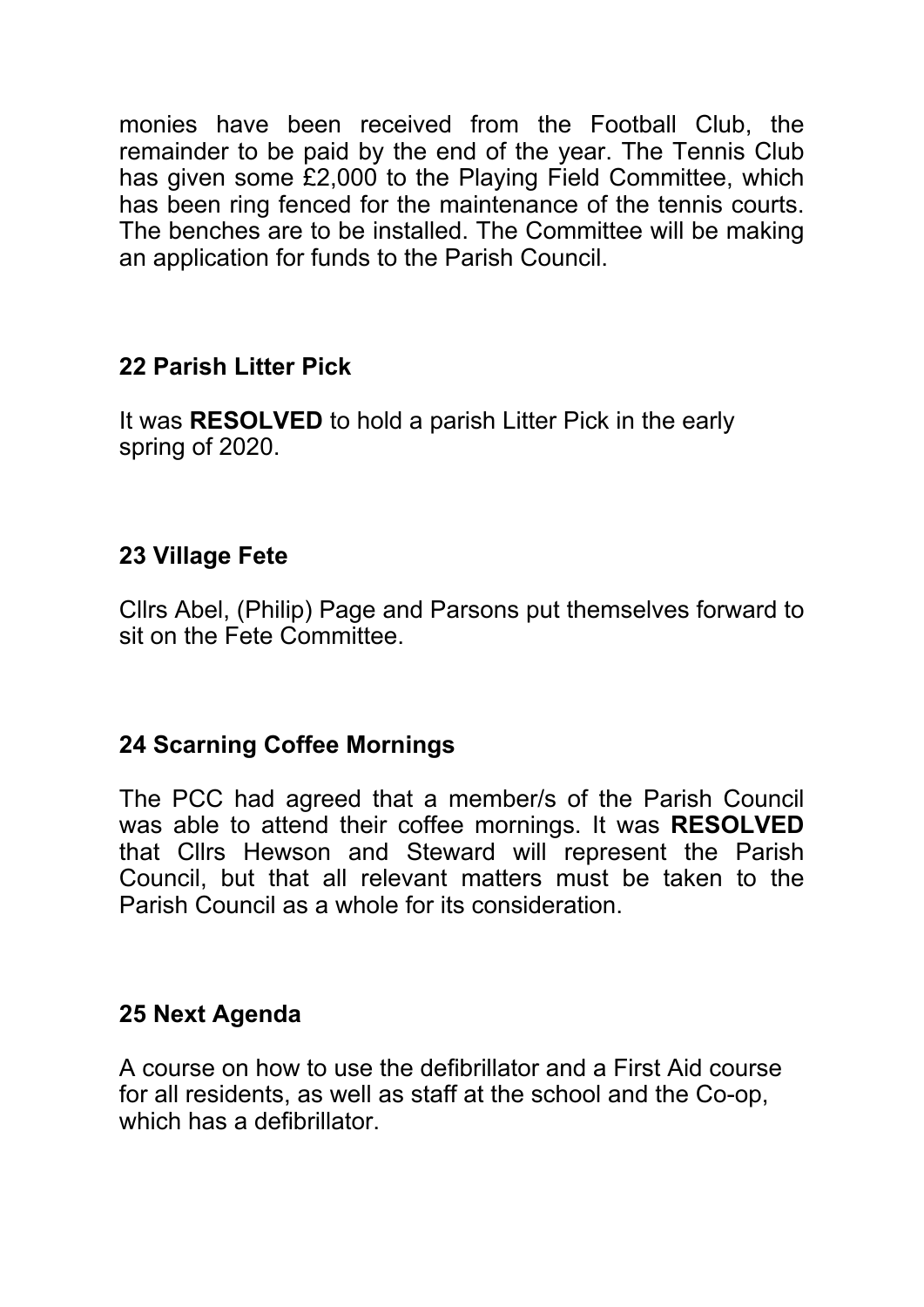monies have been received from the Football Club, the remainder to be paid by the end of the year. The Tennis Club has given some £2,000 to the Playing Field Committee, which has been ring fenced for the maintenance of the tennis courts. The benches are to be installed. The Committee will be making an application for funds to the Parish Council.

### 22 Parish Litter Pick

It was **RESOLVED** to hold a parish Litter Pick in the early spring of 2020.

### 23 Village Fete

Cllrs Abel, (Philip) Page and Parsons put themselves forward to sit on the Fete Committee.

### 24 Scarning Coffee Mornings

The PCC had agreed that a member/s of the Parish Council was able to attend their coffee mornings. It was **RESOLVED** that Cllrs Hewson and Steward will represent the Parish Council, but that all relevant matters must be taken to the Parish Council as a whole for its consideration.

### 25 Next Agenda

A course on how to use the defibrillator and a First Aid course for all residents, as well as staff at the school and the Co-op, which has a defibrillator.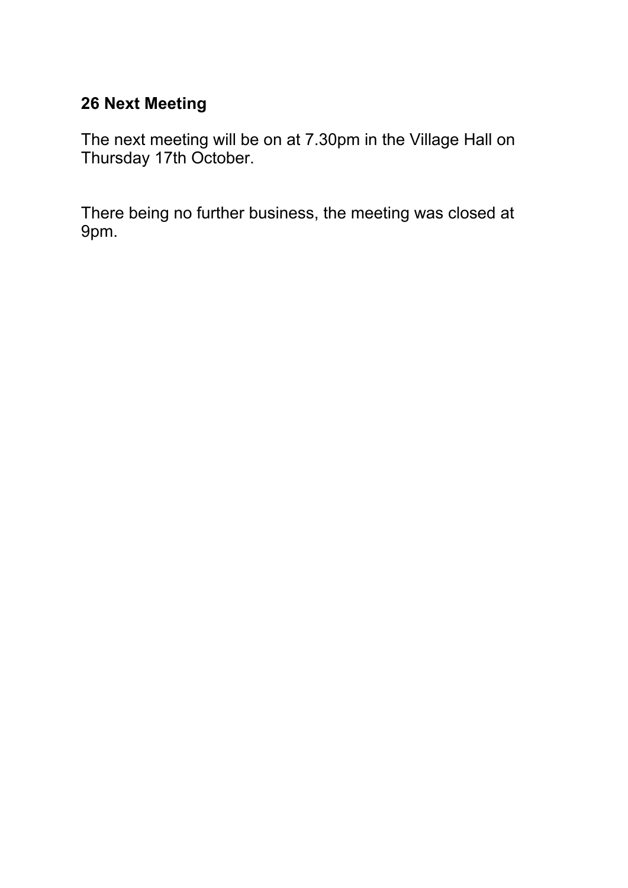## 26 Next Meeting

The next meeting will be on at 7.30pm in the Village Hall on Thursday 17th October.

There being no further business, the meeting was closed at 9pm.